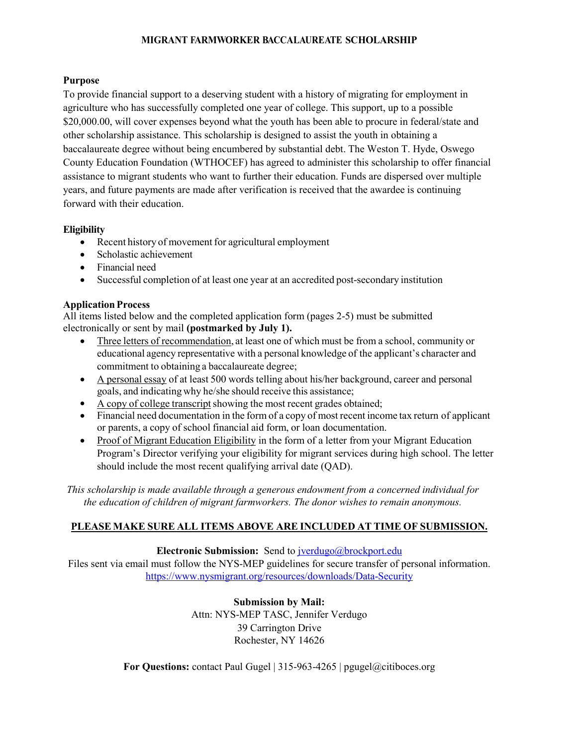# MIGRANT FARMWORKER BACCALAUREATE SCHOLARSHIP

## Purpose

To provide financial support to a deserving student with a history of migrating for employment in agriculture who has successfully completed one year of college. This support, up to a possible $20,000.00, will cover expenses beyond what the youth has been able to procure in federal/state and other scholarship assistance. This scholarship is designed to assist the youth in obtaining a baccalaureate degree without being encumbered by substantial debt. The Weston T. Hyde, Oswego County Education Foundation (WTHOCEF) has agreed to administer this scholarship to offer financial assistance to migrant students who want to further their education. Funds are dispersed over multiple years, and future payments are made after verification is received that the awardee is continuing forward with their education.

## Eligibility

- Recent history of movement for agricultural employment
- Scholastic achievement
- Financial need
- Successful completion of at least one year at an accredited post-secondary institution

## Application Process

All items listed below and the completed application form (pages 2-5) must be submitted electronically or sent by mail **(postmarked by July 1).**

- <u>Three letters of recommendation</u>, at least one of which must be from a school, community or educational agency representative with a personal knowledge of the applicant's character and commitment to obtaining a baccalaureate degree;
- <u>A personal essay</u> of at least 500 words telling about his/her background, career and personal goals, and indicating why he/she should receive this assistance;
- <u>A copy of college transcript</u> showing the most recent grades obtained;
- Financial need documentation in the form of a copy of most recent income tax return of applicant or parents, a copy of school financial aid form, or loan documentation.
- <u>Proof of Migrant Education Eligibility</u> in the form of a letter from your Migrant Education Program's Director verifying your eligibility for migrant services during high school. The letter should include the most recent qualifying arrival date (QAD).

*This scholarship is made available through a generous endowment from a concerned individual for the education of children of migrant farmworkers. The donor wishes to remain anonymous.*

**<u>PLEASE MAKE SURE ALL ITEMS ABOVE ARE INCLUDED AT TIME OF SUBMISSION.</u>**

**Electronic Submission:** Send to jverdugo@brockport.edu

Files sent via email must follow the NYS-MEP guidelines for secure transfer of personal information.
https://www.nysmigrant.org/resources/downloads/Data-Security

**Submission by Mail:**
Attn: NYS-MEP TASC, Jennifer Verdugo
39 Carrington Drive
Rochester, NY 14626

**For Questions:** contact Paul Gugel | 315-963-4265 | pgugel@citiboces.org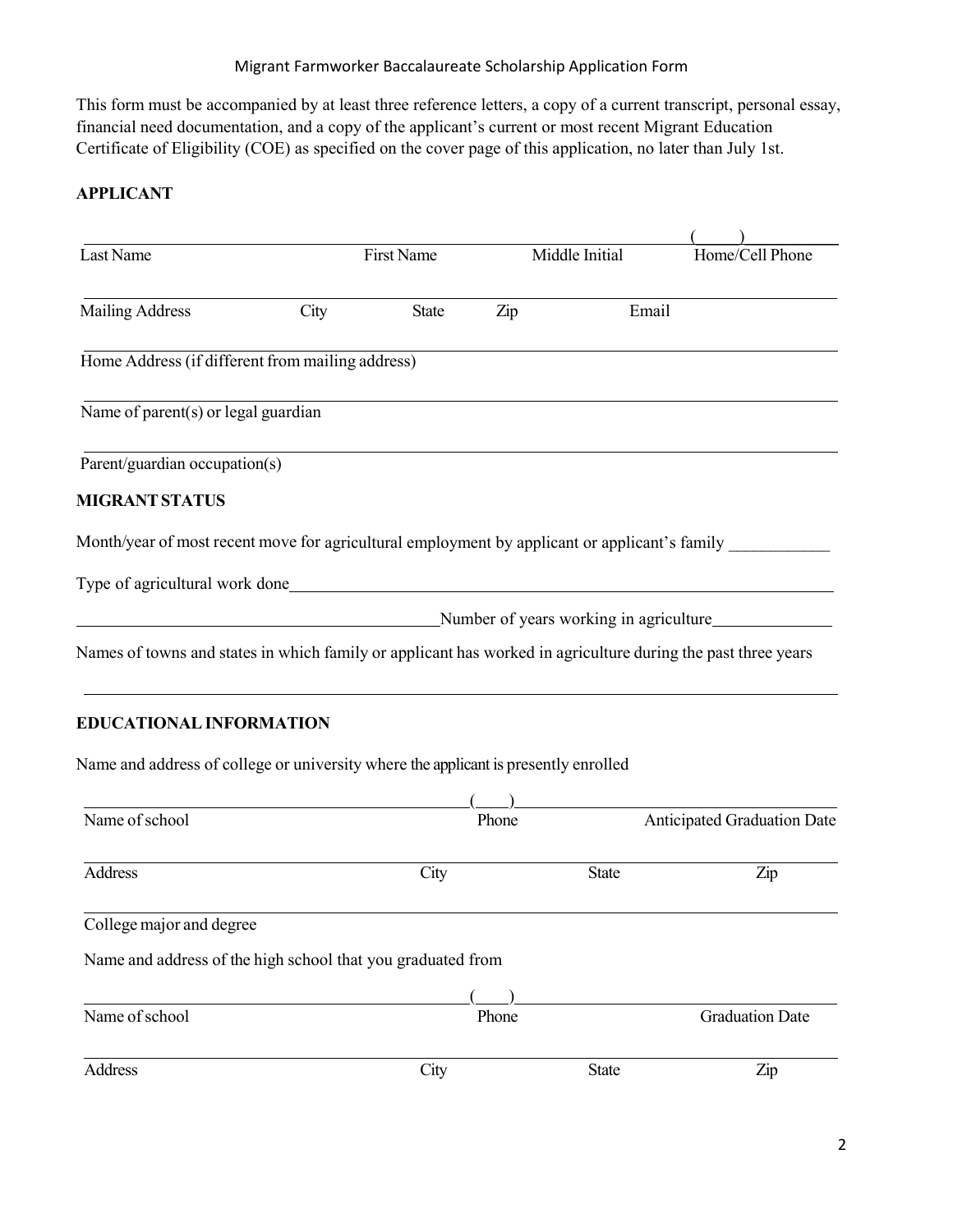Migrant Farmworker Baccalaureate Scholarship Application Form

This form must be accompanied by at least three reference letters, a copy of a current transcript, personal essay, financial need documentation, and a copy of the applicant's current or most recent Migrant Education Certificate of Eligibility (COE) as specified on the cover page of this application, no later than July 1st.

**APPLICANT**

| Last Name | First Name | Middle Initial | ( ) Home/Cell Phone |
|---|---|---|---|

| Mailing Address | City | State | Zip | Email |
|---|---|---|---|---|

Home Address (if different from mailing address) ______________________________

Name of parent(s) or legal guardian ______________________________

Parent/guardian occupation(s) ______________________________

**MIGRANT STATUS**

Month/year of most recent move for agricultural employment by applicant or applicant's family ____________

Type of agricultural work done ______________________________

______________________________ Number of years working in agriculture ______________

Names of towns and states in which family or applicant has worked in agriculture during the past three years

______________________________

**EDUCATIONAL INFORMATION**

Name and address of college or university where the applicant is presently enrolled

| Name of school | ( ) Phone | Anticipated Graduation Date |
|---|---|---|

| Address | City | State | Zip |
|---|---|---|---|

College major and degree ______________________________

Name and address of the high school that you graduated from

| Name of school | ( ) Phone | Graduation Date |
|---|---|---|

| Address | City | State | Zip |
|---|---|---|---|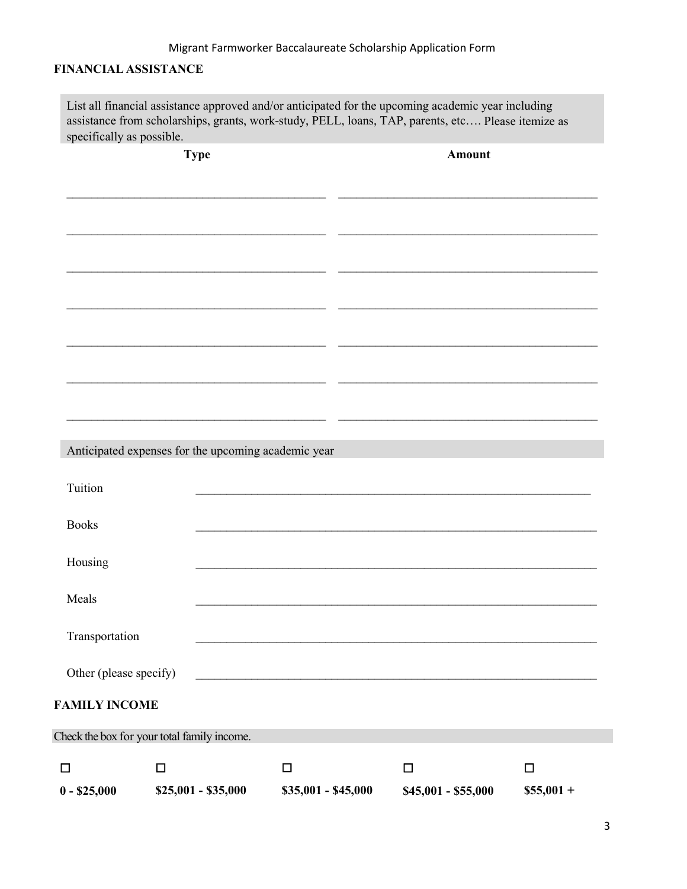## FINANCIAL ASSISTANCE

List all financial assistance approved and/or anticipated for the upcoming academic year including assistance from scholarships, grants, work-study, PELL, loans, TAP, parents, etc…. Please itemize as specifically as possible.

| Type | Amount |
| --- | --- |
| ______________________________ | ______________________________ |
| ______________________________ | ______________________________ |
| ______________________________ | ______________________________ |
| ______________________________ | ______________________________ |
| ______________________________ | ______________________________ |
| ______________________________ | ______________________________ |
| ______________________________ | ______________________________ |

Anticipated expenses for the upcoming academic year

Tuition ______________________________

Books ______________________________

Housing ______________________________

Meals ______________________________

Transportation ______________________________

Other (please specify) ______________________________

## FAMILY INCOME

Check the box for your total family income.

| ☐ | ☐ | ☐ | ☐ | ☐ |
| --- | --- | --- | --- | --- |
| **0 - $25,000** | **$25,001 - $35,000** | **$35,001 - $45,000** | **$45,001 - $55,000** | **$55,001 +** |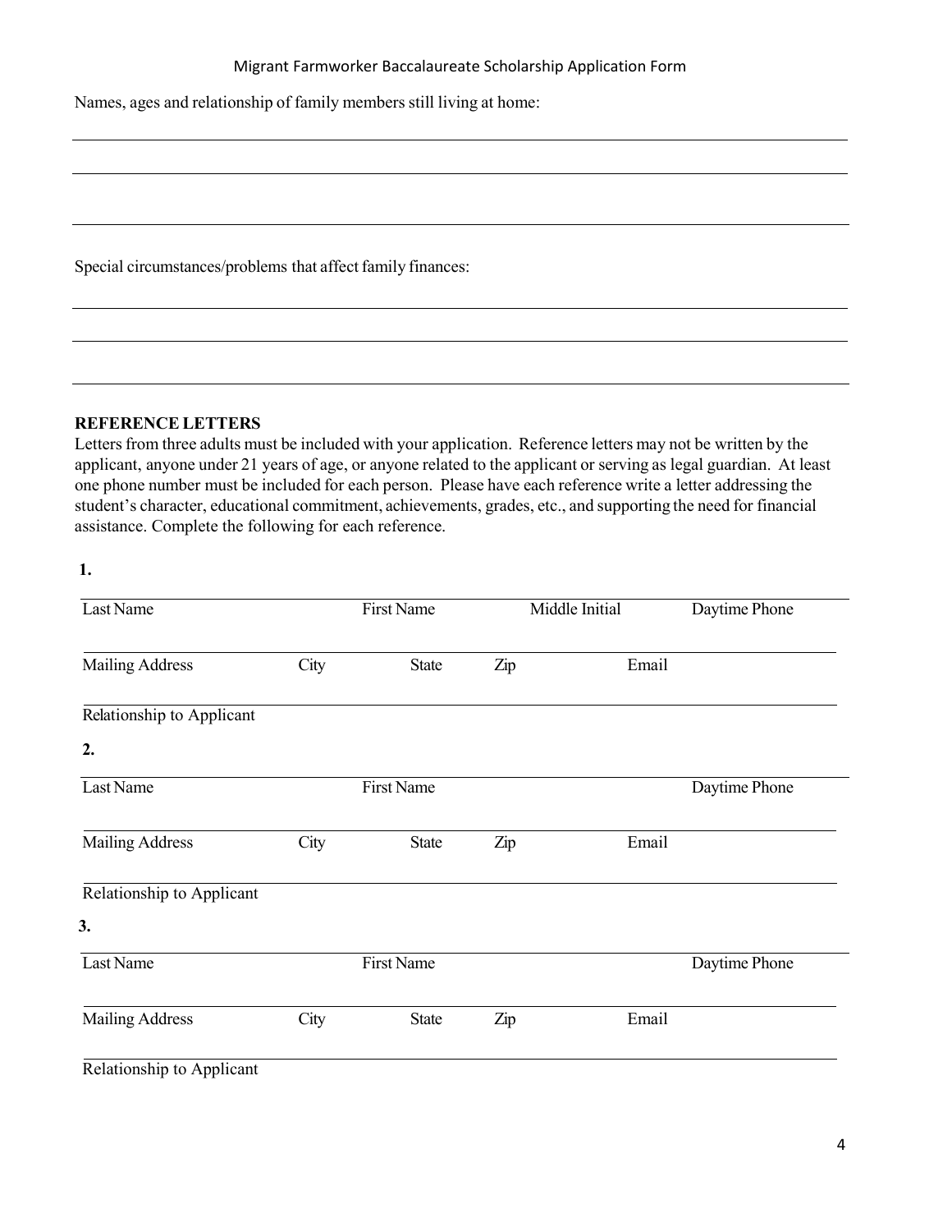Names, ages and relationship of family members still living at home:

Special circumstances/problems that affect family finances:

**REFERENCE LETTERS**

Letters from three adults must be included with your application. Reference letters may not be written by the applicant, anyone under 21 years of age, or anyone related to the applicant or serving as legal guardian. At least one phone number must be included for each person. Please have each reference write a letter addressing the student's character, educational commitment, achievements, grades, etc., and supporting the need for financial assistance. Complete the following for each reference.

**1.**

Last Name | First Name | Middle Initial | Daytime Phone

Mailing Address | City | State | Zip | Email

Relationship to Applicant

**2.**

Last Name | First Name | Daytime Phone

Mailing Address | City | State | Zip | Email

Relationship to Applicant

**3.**

Last Name | First Name | Daytime Phone

Mailing Address | City | State | Zip | Email

Relationship to Applicant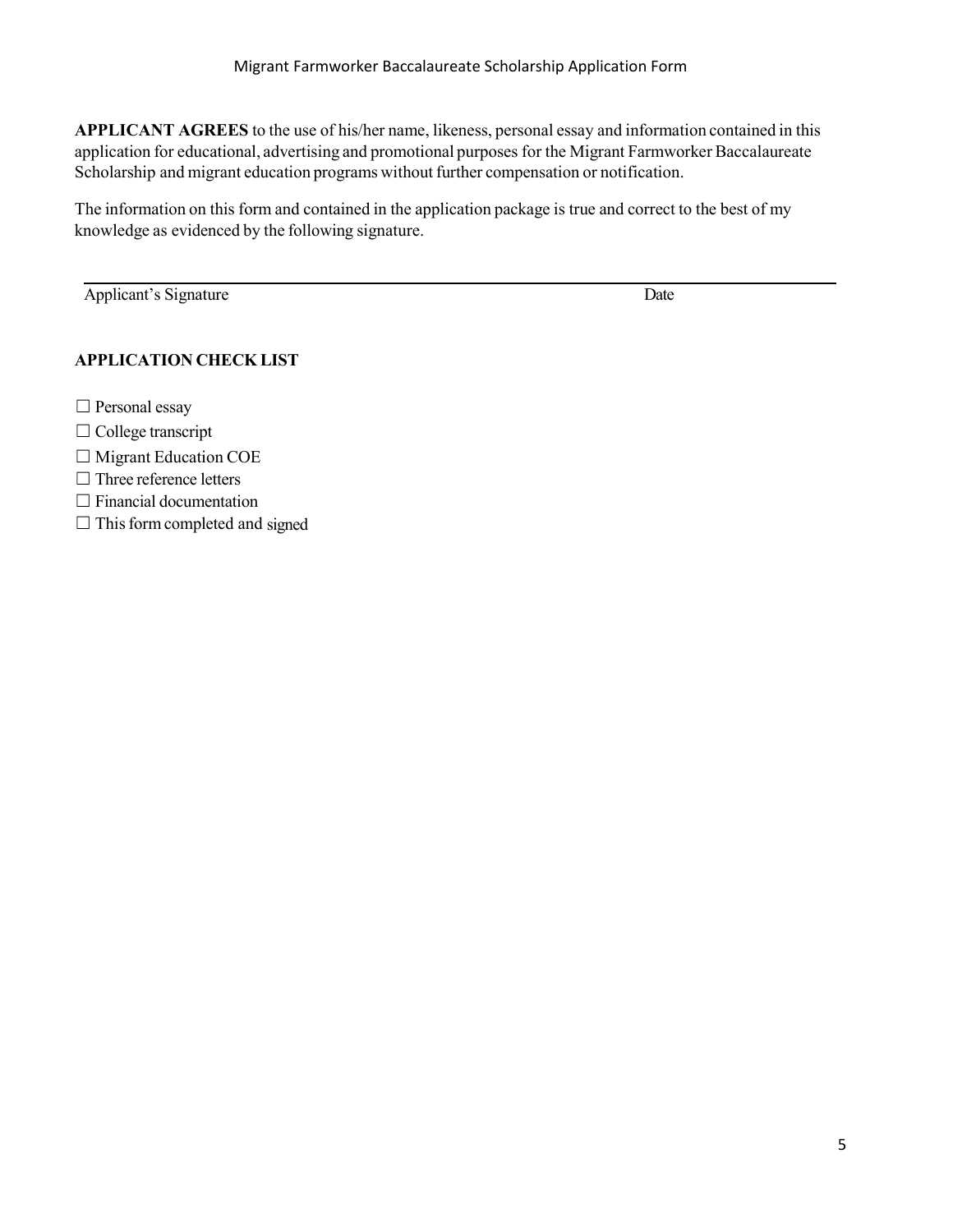**APPLICANT AGREES** to the use of his/her name, likeness, personal essay and information contained in this application for educational, advertising and promotional purposes for the Migrant Farmworker Baccalaureate Scholarship and migrant education programs without further compensation or notification.

The information on this form and contained in the application package is true and correct to the best of my knowledge as evidenced by the following signature.

______________________________________________________________________

Applicant's Signature                                                                                    Date

**APPLICATION CHECK LIST**

☐ Personal essay

☐ College transcript

☐ Migrant Education COE

☐ Three reference letters

☐ Financial documentation

☐ This form completed and signed